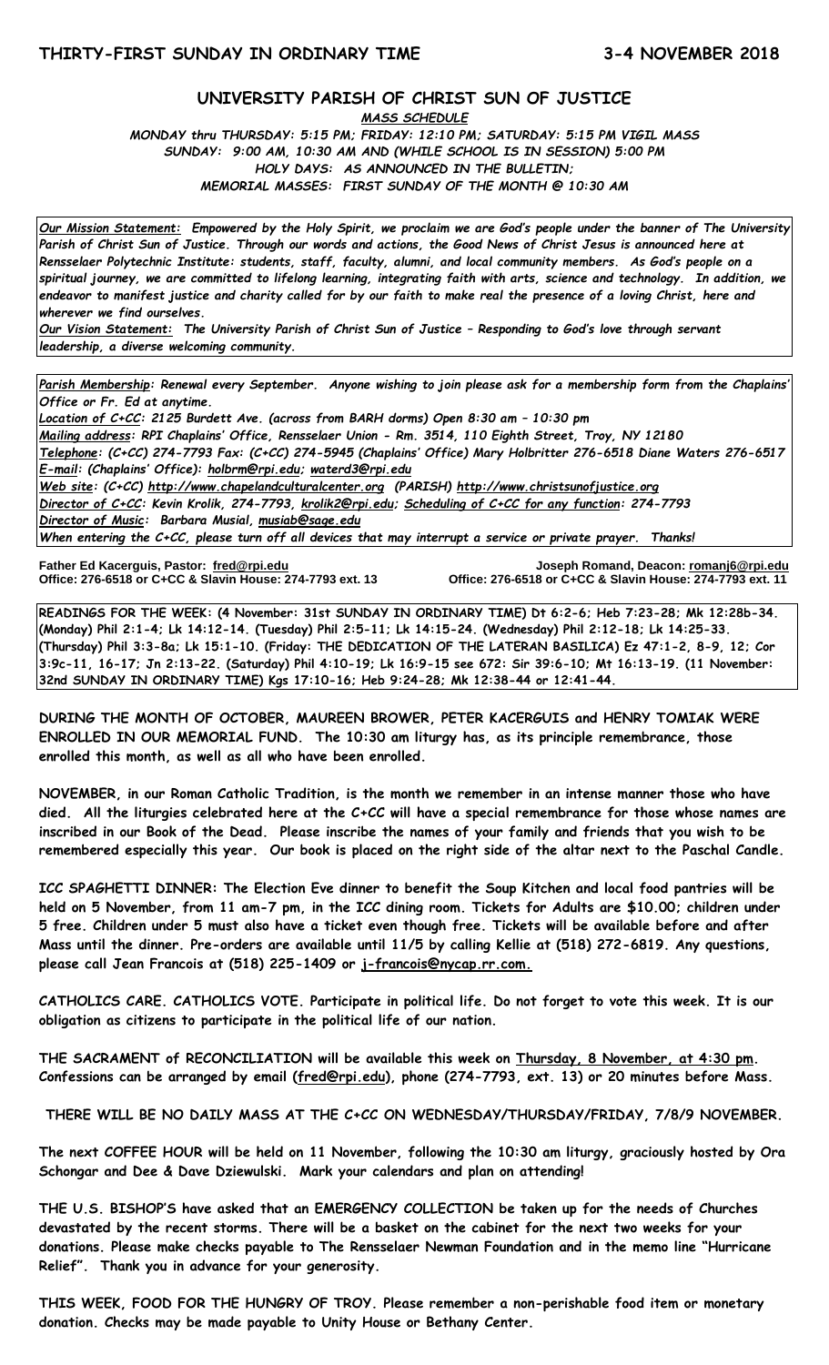**THIRTY-FIRST SUNDAY IN ORDINARY TIME** **3-4 NOVEMBER 2018**

# UNIVERSITY PARISH OF CHRIST SUN OF JUSTICE

***MASS SCHEDULE***

***MONDAY thru THURSDAY: 5:15 PM; FRIDAY: 12:10 PM; SATURDAY: 5:15 PM VIGIL MASS***
***SUNDAY: 9:00 AM, 10:30 AM AND (WHILE SCHOOL IS IN SESSION) 5:00 PM***
***HOLY DAYS: AS ANNOUNCED IN THE BULLETIN;***
***MEMORIAL MASSES: FIRST SUNDAY OF THE MONTH @ 10:30 AM***

***Our Mission Statement:** Empowered by the Holy Spirit, we proclaim we are God's people under the banner of The University Parish of Christ Sun of Justice. Through our words and actions, the Good News of Christ Jesus is announced here at Rensselaer Polytechnic Institute: students, staff, faculty, alumni, and local community members. As God's people on a spiritual journey, we are committed to lifelong learning, integrating faith with arts, science and technology. In addition, we endeavor to manifest justice and charity called for by our faith to make real the presence of a loving Christ, here and wherever we find ourselves.*
***Our Vision Statement:** The University Parish of Christ Sun of Justice – Responding to God's love through servant leadership, a diverse welcoming community.*

***Parish Membership:** Renewal every September. Anyone wishing to join please ask for a membership form from the Chaplains' Office or Fr. Ed at anytime.*
***Location of C+CC:** 2125 Burdett Ave. (across from BARH dorms) Open 8:30 am – 10:30 pm*
***Mailing address:** RPI Chaplains' Office, Rensselaer Union - Rm. 3514, 110 Eighth Street, Troy, NY 12180*
***Telephone:** (C+CC) 274-7793 Fax: (C+CC) 274-5945 (Chaplains' Office) Mary Holbritter 276-6518 Diane Waters 276-6517*
***E-mail:** (Chaplains' Office): holbrm@rpi.edu; waterd3@rpi.edu*
***Web site:** (C+CC) http://www.chapelandculturalcenter.org (PARISH) http://www.christsunofjustice.org*
***Director of C+CC:** Kevin Krolik, 274-7793, krolik2@rpi.edu; Scheduling of C+CC for any function: 274-7793*
***Director of Music:** Barbara Musial, musiab@sage.edu*
*When entering the C+CC, please turn off all devices that may interrupt a service or private prayer. Thanks!*

**Father Ed Kacerguis, Pastor: fred@rpi.edu**
**Office: 276-6518 or C+CC & Slavin House: 274-7793 ext. 13**

**Joseph Romand, Deacon: romanj6@rpi.edu**
**Office: 276-6518 or C+CC & Slavin House: 274-7793 ext. 11**

**READINGS FOR THE WEEK: (4 November: 31st SUNDAY IN ORDINARY TIME) Dt 6:2-6; Heb 7:23-28; Mk 12:28b-34. (Monday) Phil 2:1-4; Lk 14:12-14. (Tuesday) Phil 2:5-11; Lk 14:15-24. (Wednesday) Phil 2:12-18; Lk 14:25-33. (Thursday) Phil 3:3-8a; Lk 15:1-10. (Friday: THE DEDICATION OF THE LATERAN BASILICA) Ez 47:1-2, 8-9, 12; Cor 3:9c-11, 16-17; Jn 2:13-22. (Saturday) Phil 4:10-19; Lk 16:9-15 see 672: Sir 39:6-10; Mt 16:13-19. (11 November: 32nd SUNDAY IN ORDINARY TIME) Kgs 17:10-16; Heb 9:24-28; Mk 12:38-44 or 12:41-44.**

**DURING THE MONTH OF OCTOBER, MAUREEN BROWER, PETER KACERGUIS and HENRY TOMIAK WERE ENROLLED IN OUR MEMORIAL FUND. The 10:30 am liturgy has, as its principle remembrance, those enrolled this month, as well as all who have been enrolled.**

**NOVEMBER, in our Roman Catholic Tradition, is the month we remember in an intense manner those who have died. All the liturgies celebrated here at the C+CC will have a special remembrance for those whose names are inscribed in our Book of the Dead. Please inscribe the names of your family and friends that you wish to be remembered especially this year. Our book is placed on the right side of the altar next to the Paschal Candle.**

**ICC SPAGHETTI DINNER: The Election Eve dinner to benefit the Soup Kitchen and local food pantries will be held on 5 November, from 11 am-7 pm, in the ICC dining room. Tickets for Adults are $10.00; children under 5 free. Children under 5 must also have a ticket even though free. Tickets will be available before and after Mass until the dinner. Pre-orders are available until 11/5 by calling Kellie at (518) 272-6819. Any questions, please call Jean Francois at (518) 225-1409 or j-francois@nycap.rr.com.**

**CATHOLICS CARE. CATHOLICS VOTE. Participate in political life. Do not forget to vote this week. It is our obligation as citizens to participate in the political life of our nation.**

**THE SACRAMENT of RECONCILIATION will be available this week on Thursday, 8 November, at 4:30 pm. Confessions can be arranged by email (fred@rpi.edu), phone (274-7793, ext. 13) or 20 minutes before Mass.**

**THERE WILL BE NO DAILY MASS AT THE C+CC ON WEDNESDAY/THURSDAY/FRIDAY, 7/8/9 NOVEMBER.**

**The next COFFEE HOUR will be held on 11 November, following the 10:30 am liturgy, graciously hosted by Ora Schongar and Dee & Dave Dziewulski. Mark your calendars and plan on attending!**

**THE U.S. BISHOP'S have asked that an EMERGENCY COLLECTION be taken up for the needs of Churches devastated by the recent storms. There will be a basket on the cabinet for the next two weeks for your donations. Please make checks payable to The Rensselaer Newman Foundation and in the memo line "Hurricane Relief". Thank you in advance for your generosity.**

**THIS WEEK, FOOD FOR THE HUNGRY OF TROY. Please remember a non-perishable food item or monetary donation. Checks may be made payable to Unity House or Bethany Center.**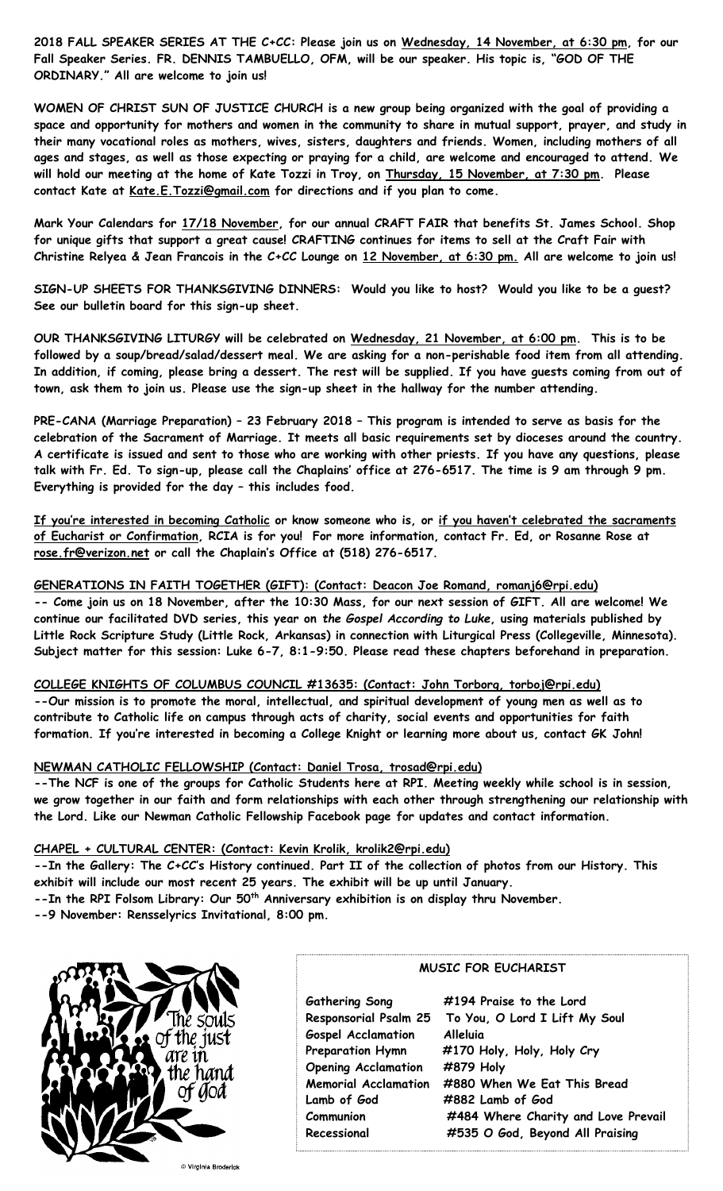**2018 FALL SPEAKER SERIES AT THE C+CC: Please join us on Wednesday, 14 November, at 6:30 pm, for our Fall Speaker Series. FR. DENNIS TAMBUELLO, OFM, will be our speaker. His topic is, "GOD OF THE ORDINARY." All are welcome to join us!**

**WOMEN OF CHRIST SUN OF JUSTICE CHURCH is a new group being organized with the goal of providing a space and opportunity for mothers and women in the community to share in mutual support, prayer, and study in their many vocational roles as mothers, wives, sisters, daughters and friends. Women, including mothers of all ages and stages, as well as those expecting or praying for a child, are welcome and encouraged to attend. We will hold our meeting at the home of Kate Tozzi in Troy, on Thursday, 15 November, at 7:30 pm. Please contact Kate at Kate.E.Tozzi@gmail.com for directions and if you plan to come.**

**Mark Your Calendars for 17/18 November, for our annual CRAFT FAIR that benefits St. James School. Shop for unique gifts that support a great cause! CRAFTING continues for items to sell at the Craft Fair with Christine Relyea & Jean Francois in the C+CC Lounge on 12 November, at 6:30 pm. All are welcome to join us!**

**SIGN-UP SHEETS FOR THANKSGIVING DINNERS: Would you like to host? Would you like to be a guest? See our bulletin board for this sign-up sheet.**

**OUR THANKSGIVING LITURGY will be celebrated on Wednesday, 21 November, at 6:00 pm. This is to be followed by a soup/bread/salad/dessert meal. We are asking for a non-perishable food item from all attending. In addition, if coming, please bring a dessert. The rest will be supplied. If you have guests coming from out of town, ask them to join us. Please use the sign-up sheet in the hallway for the number attending.**

**PRE-CANA (Marriage Preparation) – 23 February 2018 – This program is intended to serve as basis for the celebration of the Sacrament of Marriage. It meets all basic requirements set by dioceses around the country. A certificate is issued and sent to those who are working with other priests. If you have any questions, please talk with Fr. Ed. To sign-up, please call the Chaplains' office at 276-6517. The time is 9 am through 9 pm. Everything is provided for the day – this includes food.**

**If you're interested in becoming Catholic or know someone who is, or if you haven't celebrated the sacraments of Eucharist or Confirmation, RCIA is for you! For more information, contact Fr. Ed, or Rosanne Rose at rose.fr@verizon.net or call the Chaplain's Office at (518) 276-6517.**

**GENERATIONS IN FAITH TOGETHER (GIFT): (Contact: Deacon Joe Romand, romanj6@rpi.edu)**
**-- Come join us on 18 November, after the 10:30 Mass, for our next session of GIFT. All are welcome! We continue our facilitated DVD series, this year on *the Gospel According to Luke*, using materials published by Little Rock Scripture Study (Little Rock, Arkansas) in connection with Liturgical Press (Collegeville, Minnesota). Subject matter for this session: Luke 6-7, 8:1-9:50. Please read these chapters beforehand in preparation.**

**COLLEGE KNIGHTS OF COLUMBUS COUNCIL #13635: (Contact: John Torborg, torboj@rpi.edu)**
**--Our mission is to promote the moral, intellectual, and spiritual development of young men as well as to contribute to Catholic life on campus through acts of charity, social events and opportunities for faith formation. If you're interested in becoming a College Knight or learning more about us, contact GK John!**

**NEWMAN CATHOLIC FELLOWSHIP (Contact: Daniel Trosa, trosad@rpi.edu)**
**--The NCF is one of the groups for Catholic Students here at RPI. Meeting weekly while school is in session, we grow together in our faith and form relationships with each other through strengthening our relationship with the Lord. Like our Newman Catholic Fellowship Facebook page for updates and contact information.**

**CHAPEL + CULTURAL CENTER: (Contact: Kevin Krolik, krolik2@rpi.edu)**
**--In the Gallery: The C+CC's History continued. Part II of the collection of photos from our History. This exhibit will include our most recent 25 years. The exhibit will be up until January.**
**--In the RPI Folsom Library: Our 50th Anniversary exhibition is on display thru November.**
**--9 November: Rensselyrics Invitational, 8:00 pm.**

The souls of the just are in the hand of God

© Virginia Broderick

**MUSIC FOR EUCHARIST**

| | |
|---|---|
| Gathering Song | #194 Praise to the Lord |
| Responsorial Psalm 25 | To You, O Lord I Lift My Soul |
| Gospel Acclamation | Alleluia |
| Preparation Hymn | #170 Holy, Holy, Holy Cry |
| Opening Acclamation | #879 Holy |
| Memorial Acclamation | #880 When We Eat This Bread |
| Lamb of God | #882 Lamb of God |
| Communion | #484 Where Charity and Love Prevail |
| Recessional | #535 O God, Beyond All Praising |